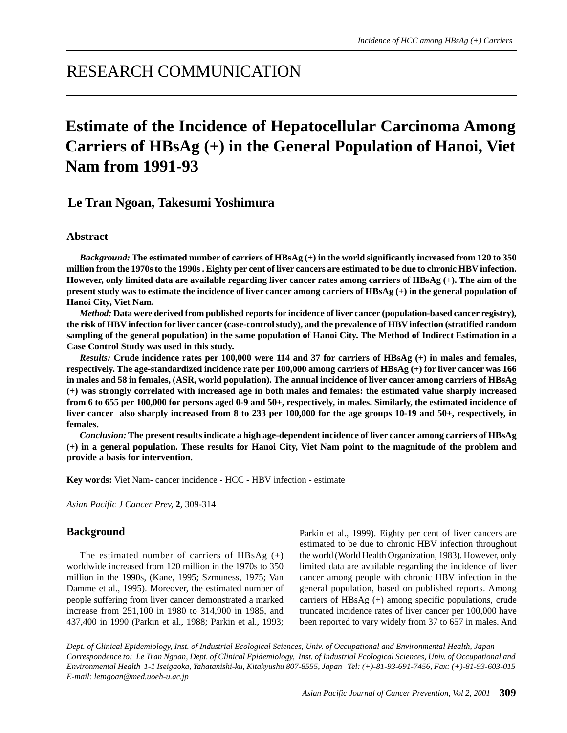RESEARCH COMMUNICATION

# Estimate of the Incidence of Hepatocellular Carcinoma Among Carriers of HBsAg (+) in the General Population of Hanoi, Viet Nam from 1991-93

**Le Tran Ngoan, Takesumi Yoshimura**

## Abstract

***Background:*** **The estimated number of carriers of HBsAg (+) in the world significantly increased from 120 to 350 million from the 1970s to the 1990s . Eighty per cent of liver cancers are estimated to be due to chronic HBV infection. However, only limited data are available regarding liver cancer rates among carriers of HBsAg (+). The aim of the present study was to estimate the incidence of liver cancer among carriers of HBsAg (+) in the general population of Hanoi City, Viet Nam.**

***Method:*** **Data were derived from published reports for incidence of liver cancer (population-based cancer registry), the risk of HBV infection for liver cancer (case-control study), and the prevalence of HBV infection (stratified random sampling of the general population) in the same population of Hanoi City. The Method of Indirect Estimation in a Case Control Study was used in this study.**

***Results:*** **Crude incidence rates per 100,000 were 114 and 37 for carriers of HBsAg (+) in males and females, respectively. The age-standardized incidence rate per 100,000 among carriers of HBsAg (+) for liver cancer was 166 in males and 58 in females, (ASR, world population). The annual incidence of liver cancer among carriers of HBsAg (+) was strongly correlated with increased age in both males and females: the estimated value sharply increased from 6 to 655 per 100,000 for persons aged 0-9 and 50+, respectively, in males. Similarly, the estimated incidence of liver cancer also sharply increased from 8 to 233 per 100,000 for the age groups 10-19 and 50+, respectively, in females.**

***Conclusion:*** **The present results indicate a high age-dependent incidence of liver cancer among carriers of HBsAg (+) in a general population. These results for Hanoi City, Viet Nam point to the magnitude of the problem and provide a basis for intervention.**

**Key words:** Viet Nam- cancer incidence - HCC - HBV infection - estimate

*Asian Pacific J Cancer Prev*, **2**, 309-314

## Background

The estimated number of carriers of HBsAg (+) worldwide increased from 120 million in the 1970s to 350 million in the 1990s, (Kane, 1995; Szmuness, 1975; Van Damme et al., 1995). Moreover, the estimated number of people suffering from liver cancer demonstrated a marked increase from 251,100 in 1980 to 314,900 in 1985, and 437,400 in 1990 (Parkin et al., 1988; Parkin et al., 1993; Parkin et al., 1999). Eighty per cent of liver cancers are estimated to be due to chronic HBV infection throughout the world (World Health Organization, 1983). However, only limited data are available regarding the incidence of liver cancer among people with chronic HBV infection in the general population, based on published reports. Among carriers of HBsAg (+) among specific populations, crude truncated incidence rates of liver cancer per 100,000 have been reported to vary widely from 37 to 657 in males. And

*Dept. of Clinical Epidemiology, Inst. of Industrial Ecological Sciences, Univ. of Occupational and Environmental Health, Japan Correspondence to: Le Tran Ngoan, Dept. of Clinical Epidemiology, Inst. of Industrial Ecological Sciences, Univ. of Occupational and Environmental Health 1-1 Iseigaoka, Yahatanishi-ku, Kitakyushu 807-8555, Japan Tel: (+)-81-93-691-7456, Fax: (+)-81-93-603-015 E-mail: letngoan@med.uoeh-u.ac.jp*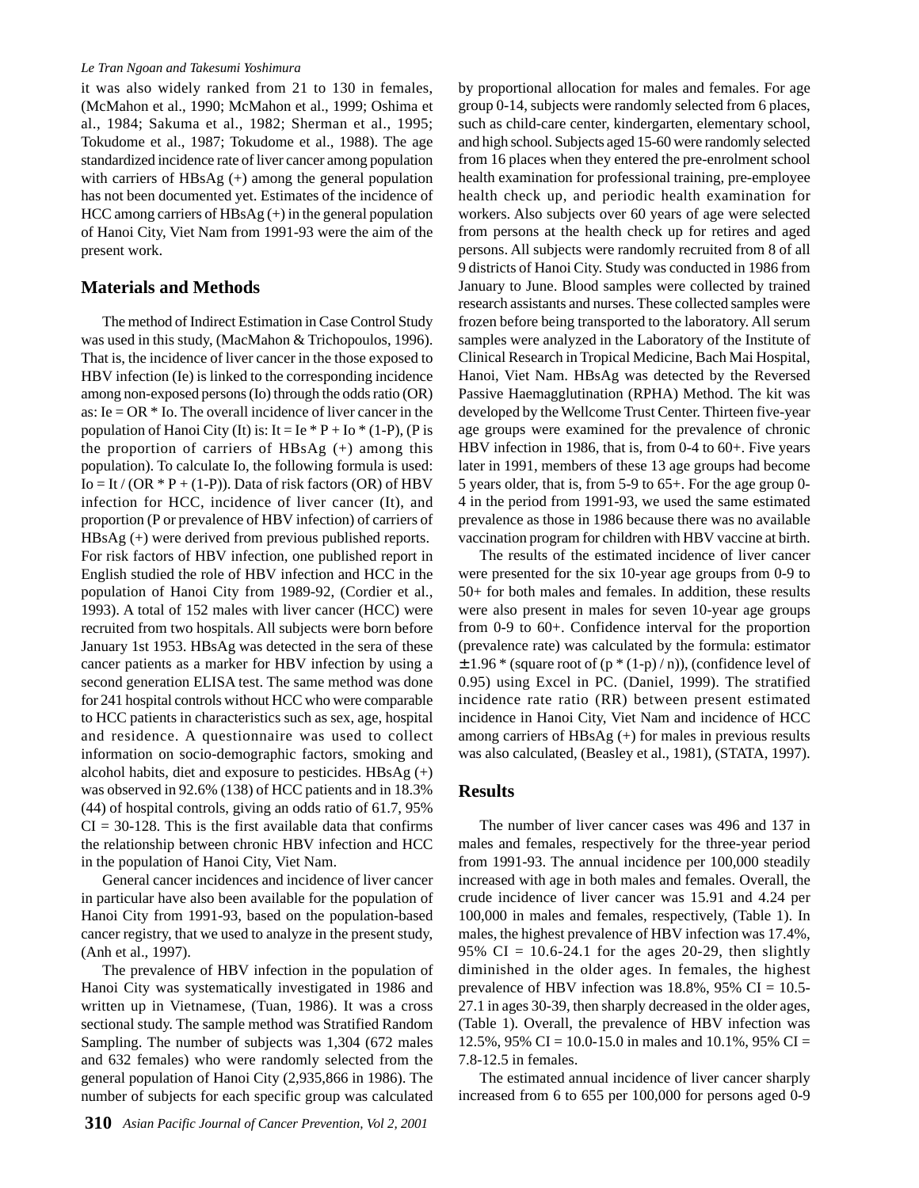it was also widely ranked from 21 to 130 in females, (McMahon et al., 1990; McMahon et al., 1999; Oshima et al., 1984; Sakuma et al., 1982; Sherman et al., 1995; Tokudome et al., 1987; Tokudome et al., 1988). The age standardized incidence rate of liver cancer among population with carriers of HBsAg (+) among the general population has not been documented yet. Estimates of the incidence of HCC among carriers of HBsAg (+) in the general population of Hanoi City, Viet Nam from 1991-93 were the aim of the present work.

## Materials and Methods

The method of Indirect Estimation in Case Control Study was used in this study, (MacMahon & Trichopoulos, 1996). That is, the incidence of liver cancer in the those exposed to HBV infection (Ie) is linked to the corresponding incidence among non-exposed persons (Io) through the odds ratio (OR) as: Ie = OR * Io. The overall incidence of liver cancer in the population of Hanoi City (It) is: It = Ie * P + Io * (1-P), (P is the proportion of carriers of HBsAg (+) among this population). To calculate Io, the following formula is used: Io = It / (OR * P + (1-P)). Data of risk factors (OR) of HBV infection for HCC, incidence of liver cancer (It), and proportion (P or prevalence of HBV infection) of carriers of HBsAg (+) were derived from previous published reports. For risk factors of HBV infection, one published report in English studied the role of HBV infection and HCC in the population of Hanoi City from 1989-92, (Cordier et al., 1993). A total of 152 males with liver cancer (HCC) were recruited from two hospitals. All subjects were born before January 1st 1953. HBsAg was detected in the sera of these cancer patients as a marker for HBV infection by using a second generation ELISA test. The same method was done for 241 hospital controls without HCC who were comparable to HCC patients in characteristics such as sex, age, hospital and residence. A questionnaire was used to collect information on socio-demographic factors, smoking and alcohol habits, diet and exposure to pesticides. HBsAg (+) was observed in 92.6% (138) of HCC patients and in 18.3% (44) of hospital controls, giving an odds ratio of 61.7, 95% CI = 30-128. This is the first available data that confirms the relationship between chronic HBV infection and HCC in the population of Hanoi City, Viet Nam.

General cancer incidences and incidence of liver cancer in particular have also been available for the population of Hanoi City from 1991-93, based on the population-based cancer registry, that we used to analyze in the present study, (Anh et al., 1997).

The prevalence of HBV infection in the population of Hanoi City was systematically investigated in 1986 and written up in Vietnamese, (Tuan, 1986). It was a cross sectional study. The sample method was Stratified Random Sampling. The number of subjects was 1,304 (672 males and 632 females) who were randomly selected from the general population of Hanoi City (2,935,866 in 1986). The number of subjects for each specific group was calculated by proportional allocation for males and females. For age group 0-14, subjects were randomly selected from 6 places, such as child-care center, kindergarten, elementary school, and high school. Subjects aged 15-60 were randomly selected from 16 places when they entered the pre-enrolment school health examination for professional training, pre-employee health check up, and periodic health examination for workers. Also subjects over 60 years of age were selected from persons at the health check up for retires and aged persons. All subjects were randomly recruited from 8 of all 9 districts of Hanoi City. Study was conducted in 1986 from January to June. Blood samples were collected by trained research assistants and nurses. These collected samples were frozen before being transported to the laboratory. All serum samples were analyzed in the Laboratory of the Institute of Clinical Research in Tropical Medicine, Bach Mai Hospital, Hanoi, Viet Nam. HBsAg was detected by the Reversed Passive Haemagglutination (RPHA) Method. The kit was developed by the Wellcome Trust Center. Thirteen five-year age groups were examined for the prevalence of chronic HBV infection in 1986, that is, from 0-4 to 60+. Five years later in 1991, members of these 13 age groups had become 5 years older, that is, from 5-9 to 65+. For the age group 0-4 in the period from 1991-93, we used the same estimated prevalence as those in 1986 because there was no available vaccination program for children with HBV vaccine at birth.

The results of the estimated incidence of liver cancer were presented for the six 10-year age groups from 0-9 to 50+ for both males and females. In addition, these results were also present in males for seven 10-year age groups from 0-9 to 60+. Confidence interval for the proportion (prevalence rate) was calculated by the formula: estimator ± 1.96 * (square root of (p * (1-p) / n)), (confidence level of 0.95) using Excel in PC. (Daniel, 1999). The stratified incidence rate ratio (RR) between present estimated incidence in Hanoi City, Viet Nam and incidence of HCC among carriers of HBsAg (+) for males in previous results was also calculated, (Beasley et al., 1981), (STATA, 1997).

## Results

The number of liver cancer cases was 496 and 137 in males and females, respectively for the three-year period from 1991-93. The annual incidence per 100,000 steadily increased with age in both males and females. Overall, the crude incidence of liver cancer was 15.91 and 4.24 per 100,000 in males and females, respectively, (Table 1). In males, the highest prevalence of HBV infection was 17.4%, 95% CI = 10.6-24.1 for the ages 20-29, then slightly diminished in the older ages. In females, the highest prevalence of HBV infection was 18.8%, 95% CI = 10.5-27.1 in ages 30-39, then sharply decreased in the older ages, (Table 1). Overall, the prevalence of HBV infection was 12.5%, 95% CI = 10.0-15.0 in males and 10.1%, 95% CI = 7.8-12.5 in females.

The estimated annual incidence of liver cancer sharply increased from 6 to 655 per 100,000 for persons aged 0-9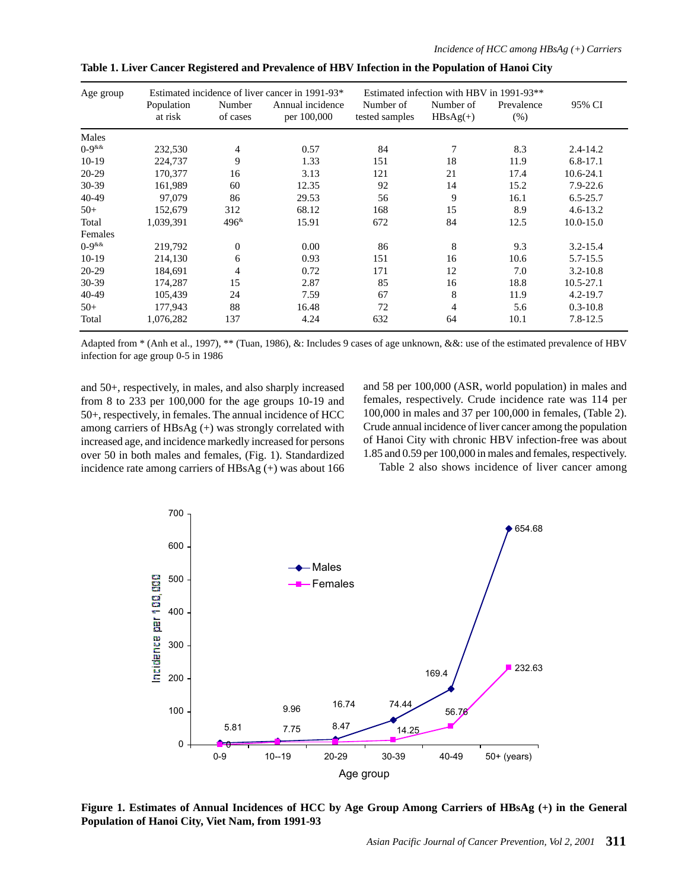**Table 1. Liver Cancer Registered and Prevalence of HBV Infection in the Population of Hanoi City**

| Age group | Estimated incidence of liver cancer in 1991-93* | | | Estimated infection with HBV in 1991-93** | | | |
|---|---|---|---|---|---|---|---|
| | Population at risk | Number of cases | Annual incidence per 100,000 | Number of tested samples | Number of HBsAg(+) | Prevalence (%) | 95% CI |
| Males | | | | | | | |
| 0-9[&&] | 232,530 | 4 | 0.57 | 84 | 7 | 8.3 | 2.4-14.2 |
| 10-19 | 224,737 | 9 | 1.33 | 151 | 18 | 11.9 | 6.8-17.1 |
| 20-29 | 170,377 | 16 | 3.13 | 121 | 21 | 17.4 | 10.6-24.1 |
| 30-39 | 161,989 | 60 | 12.35 | 92 | 14 | 15.2 | 7.9-22.6 |
| 40-49 | 97,079 | 86 | 29.53 | 56 | 9 | 16.1 | 6.5-25.7 |
| 50+ | 152,679 | 312 | 68.12 | 168 | 15 | 8.9 | 4.6-13.2 |
| Total | 1,039,391 | 496[&] | 15.91 | 672 | 84 | 12.5 | 10.0-15.0 |
| Females | | | | | | | |
| 0-9[&&] | 219,792 | 0 | 0.00 | 86 | 8 | 9.3 | 3.2-15.4 |
| 10-19 | 214,130 | 6 | 0.93 | 151 | 16 | 10.6 | 5.7-15.5 |
| 20-29 | 184,691 | 4 | 0.72 | 171 | 12 | 7.0 | 3.2-10.8 |
| 30-39 | 174,287 | 15 | 2.87 | 85 | 16 | 18.8 | 10.5-27.1 |
| 40-49 | 105,439 | 24 | 7.59 | 67 | 8 | 11.9 | 4.2-19.7 |
| 50+ | 177,943 | 88 | 16.48 | 72 | 4 | 5.6 | 0.3-10.8 |
| Total | 1,076,282 | 137 | 4.24 | 632 | 64 | 10.1 | 7.8-12.5 |

Adapted from * (Anh et al., 1997), ** (Tuan, 1986), &: Includes 9 cases of age unknown, &&: use of the estimated prevalence of HBV infection for age group 0-5 in 1986

and 50+, respectively, in males, and also sharply increased from 8 to 233 per 100,000 for the age groups 10-19 and 50+, respectively, in females. The annual incidence of HCC among carriers of HBsAg (+) was strongly correlated with increased age, and incidence markedly increased for persons over 50 in both males and females, (Fig. 1). Standardized incidence rate among carriers of HBsAg (+) was about 166 and 58 per 100,000 (ASR, world population) in males and females, respectively. Crude incidence rate was 114 per 100,000 in males and 37 per 100,000 in females, (Table 2). Crude annual incidence of liver cancer among the population of Hanoi City with chronic HBV infection-free was about 1.85 and 0.59 per 100,000 in males and females, respectively.

Table 2 also shows incidence of liver cancer among

Incidence per 100,000

700
600
500
400
300
200
100
0

Males
Females

5.81
0
9.96
7.75
16.74
8.47
74.44
14.25
169.4
56.76
654.68
232.63

0-9
10--19
20-29
30-39
40-49
50+ (years)

Age group

**Figure 1. Estimates of Annual Incidences of HCC by Age Group Among Carriers of HBsAg (+) in the General Population of Hanoi City, Viet Nam, from 1991-93**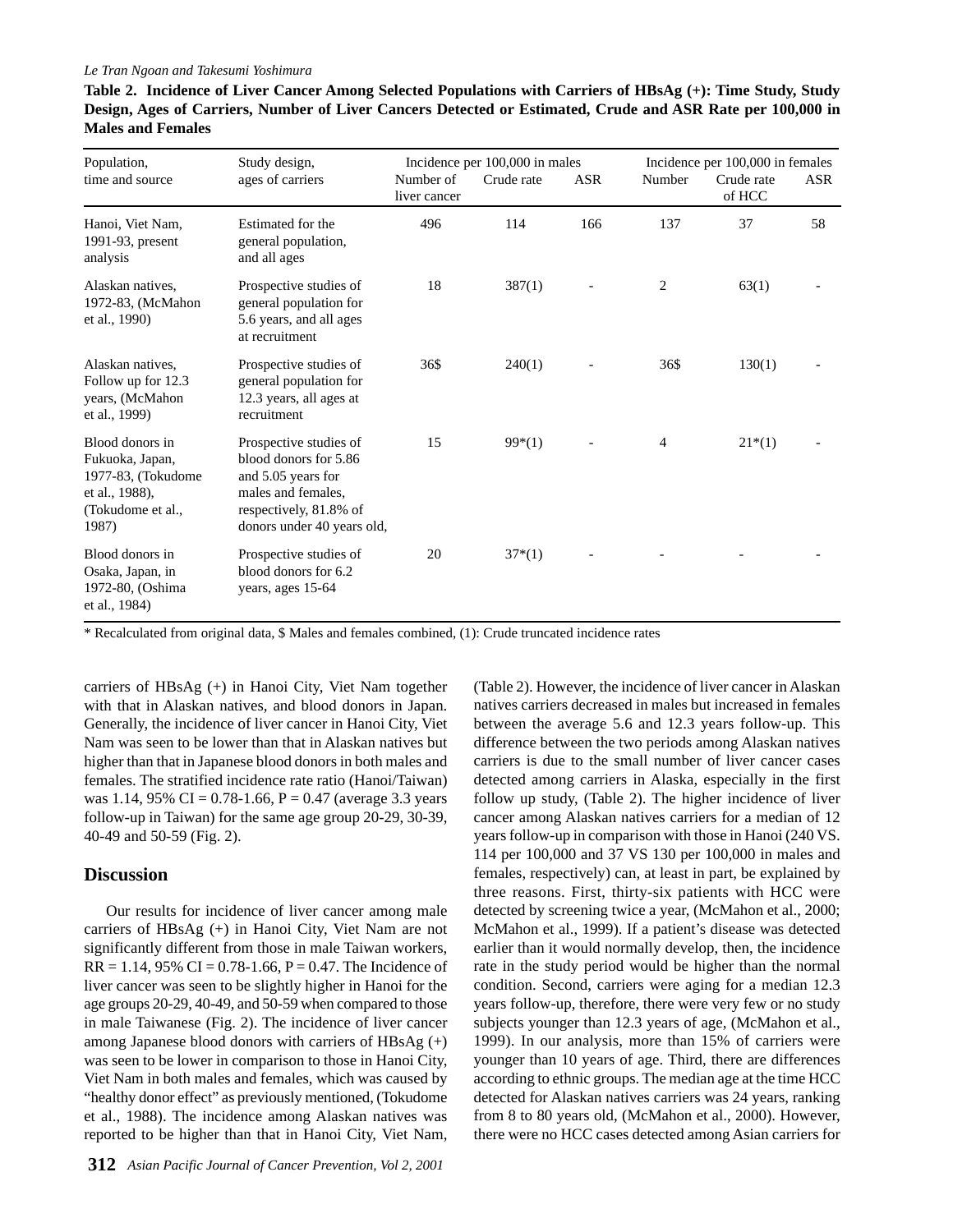**Table 2. Incidence of Liver Cancer Among Selected Populations with Carriers of HBsAg (+): Time Study, Study Design, Ages of Carriers, Number of Liver Cancers Detected or Estimated, Crude and ASR Rate per 100,000 in Males and Females**

| Population, time and source | Study design, ages of carriers | Incidence per 100,000 in males | | | Incidence per 100,000 in females | | |
|---|---|---|---|---|---|---|---|
| | | Number of liver cancer | Crude rate | ASR | Number | Crude rate of HCC | ASR |
| Hanoi, Viet Nam, 1991-93, present analysis | Estimated for the general population, and all ages | 496 | 114 | 166 | 137 | 37 | 58 |
| Alaskan natives, 1972-83, (McMahon et al., 1990) | Prospective studies of general population for 5.6 years, and all ages at recruitment | 18 | 387(1) | - | 2 | 63(1) | - |
| Alaskan natives, Follow up for 12.3 years, (McMahon et al., 1999) | Prospective studies of general population for 12.3 years, all ages at recruitment | 36$ | 240(1) | - | 36$ | 130(1) | - |
| Blood donors in Fukuoka, Japan, 1977-83, (Tokudome et al., 1988), (Tokudome et al., 1987) | Prospective studies of blood donors for 5.86 and 5.05 years for males and females, respectively, 81.8% of donors under 40 years old, | 15 | 99*(1) | - | 4 | 21*(1) | - |
| Blood donors in Osaka, Japan, in 1972-80, (Oshima et al., 1984) | Prospective studies of blood donors for 6.2 years, ages 15-64 | 20 | 37*(1) | - | - | - | - |

\* Recalculated from original data, $ Males and females combined, (1): Crude truncated incidence rates

carriers of HBsAg (+) in Hanoi City, Viet Nam together with that in Alaskan natives, and blood donors in Japan. Generally, the incidence of liver cancer in Hanoi City, Viet Nam was seen to be lower than that in Alaskan natives but higher than that in Japanese blood donors in both males and females. The stratified incidence rate ratio (Hanoi/Taiwan) was 1.14, 95% CI = 0.78-1.66, P = 0.47 (average 3.3 years follow-up in Taiwan) for the same age group 20-29, 30-39, 40-49 and 50-59 (Fig. 2).

## Discussion

Our results for incidence of liver cancer among male carriers of HBsAg (+) in Hanoi City, Viet Nam are not significantly different from those in male Taiwan workers, RR = 1.14, 95% CI = 0.78-1.66, P = 0.47. The Incidence of liver cancer was seen to be slightly higher in Hanoi for the age groups 20-29, 40-49, and 50-59 when compared to those in male Taiwanese (Fig. 2). The incidence of liver cancer among Japanese blood donors with carriers of HBsAg (+) was seen to be lower in comparison to those in Hanoi City, Viet Nam in both males and females, which was caused by "healthy donor effect" as previously mentioned, (Tokudome et al., 1988). The incidence among Alaskan natives was reported to be higher than that in Hanoi City, Viet Nam, (Table 2). However, the incidence of liver cancer in Alaskan natives carriers decreased in males but increased in females between the average 5.6 and 12.3 years follow-up. This difference between the two periods among Alaskan natives carriers is due to the small number of liver cancer cases detected among carriers in Alaska, especially in the first follow up study, (Table 2). The higher incidence of liver cancer among Alaskan natives carriers for a median of 12 years follow-up in comparison with those in Hanoi (240 VS. 114 per 100,000 and 37 VS 130 per 100,000 in males and females, respectively) can, at least in part, be explained by three reasons. First, thirty-six patients with HCC were detected by screening twice a year, (McMahon et al., 2000; McMahon et al., 1999). If a patient's disease was detected earlier than it would normally develop, then, the incidence rate in the study period would be higher than the normal condition. Second, carriers were aging for a median 12.3 years follow-up, therefore, there were very few or no study subjects younger than 12.3 years of age, (McMahon et al., 1999). In our analysis, more than 15% of carriers were younger than 10 years of age. Third, there are differences according to ethnic groups. The median age at the time HCC detected for Alaskan natives carriers was 24 years, ranking from 8 to 80 years old, (McMahon et al., 2000). However, there were no HCC cases detected among Asian carriers for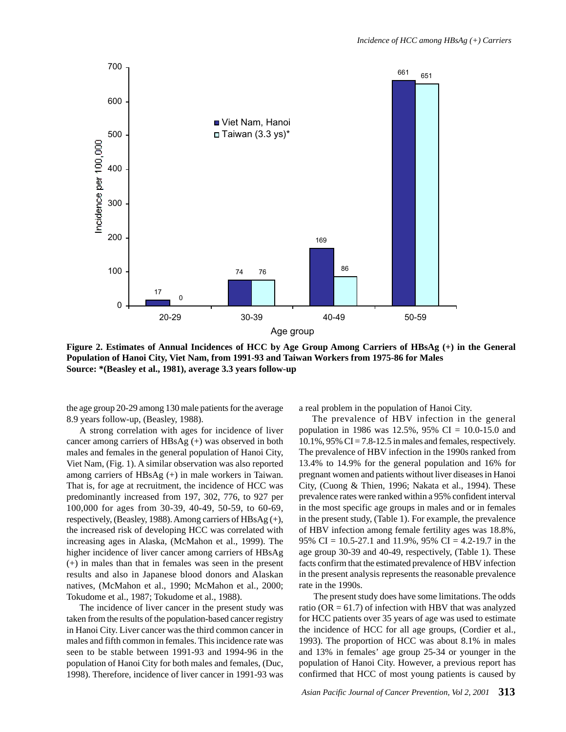700
600
500
400
300
200
100
0

Incidence per 100,000

Viet Nam, Hanoi
Taiwan (3.3 ys)*

17
0
74
76
169
86
661
651

20-29
30-39
40-49
50-59

Age group

**Figure 2. Estimates of Annual Incidences of HCC by Age Group Among Carriers of HBsAg (+) in the General Population of Hanoi City, Viet Nam, from 1991-93 and Taiwan Workers from 1975-86 for Males**
**Source: *(Beasley et al., 1981), average 3.3 years follow-up**

the age group 20-29 among 130 male patients for the average 8.9 years follow-up, (Beasley, 1988).

A strong correlation with ages for incidence of liver cancer among carriers of HBsAg (+) was observed in both males and females in the general population of Hanoi City, Viet Nam, (Fig. 1). A similar observation was also reported among carriers of HBsAg (+) in male workers in Taiwan. That is, for age at recruitment, the incidence of HCC was predominantly increased from 197, 302, 776, to 927 per 100,000 for ages from 30-39, 40-49, 50-59, to 60-69, respectively, (Beasley, 1988). Among carriers of HBsAg (+), the increased risk of developing HCC was correlated with increasing ages in Alaska, (McMahon et al., 1999). The higher incidence of liver cancer among carriers of HBsAg (+) in males than that in females was seen in the present results and also in Japanese blood donors and Alaskan natives, (McMahon et al., 1990; McMahon et al., 2000; Tokudome et al., 1987; Tokudome et al., 1988).

The incidence of liver cancer in the present study was taken from the results of the population-based cancer registry in Hanoi City. Liver cancer was the third common cancer in males and fifth common in females. This incidence rate was seen to be stable between 1991-93 and 1994-96 in the population of Hanoi City for both males and females, (Duc, 1998). Therefore, incidence of liver cancer in 1991-93 was a real problem in the population of Hanoi City.

The prevalence of HBV infection in the general population in 1986 was 12.5%, 95% CI = 10.0-15.0 and 10.1%, 95% CI = 7.8-12.5 in males and females, respectively. The prevalence of HBV infection in the 1990s ranked from 13.4% to 14.9% for the general population and 16% for pregnant women and patients without liver diseases in Hanoi City, (Cuong & Thien, 1996; Nakata et al., 1994). These prevalence rates were ranked within a 95% confident interval in the most specific age groups in males and or in females in the present study, (Table 1). For example, the prevalence of HBV infection among female fertility ages was 18.8%, 95% CI = 10.5-27.1 and 11.9%, 95% CI = 4.2-19.7 in the age group 30-39 and 40-49, respectively, (Table 1). These facts confirm that the estimated prevalence of HBV infection in the present analysis represents the reasonable prevalence rate in the 1990s.

The present study does have some limitations. The odds ratio (OR = 61.7) of infection with HBV that was analyzed for HCC patients over 35 years of age was used to estimate the incidence of HCC for all age groups, (Cordier et al., 1993). The proportion of HCC was about 8.1% in males and 13% in females' age group 25-34 or younger in the population of Hanoi City. However, a previous report has confirmed that HCC of most young patients is caused by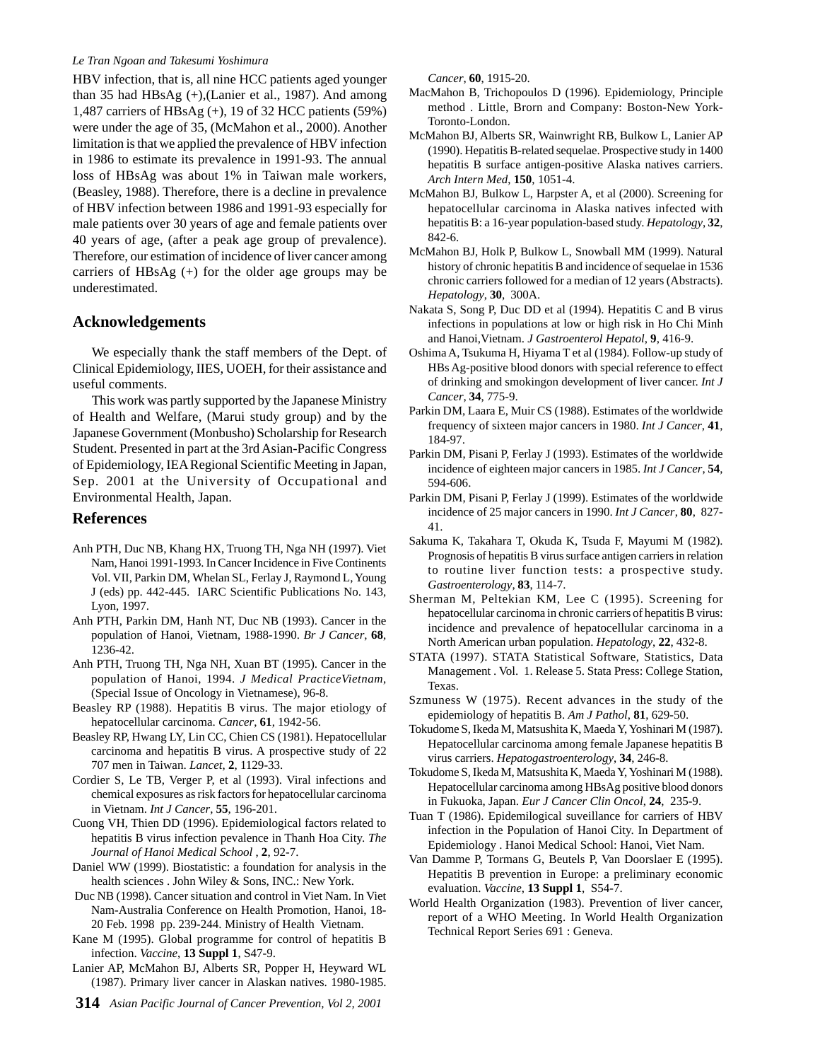HBV infection, that is, all nine HCC patients aged younger than 35 had HBsAg (+),(Lanier et al., 1987). And among 1,487 carriers of HBsAg (+), 19 of 32 HCC patients (59%) were under the age of 35, (McMahon et al., 2000). Another limitation is that we applied the prevalence of HBV infection in 1986 to estimate its prevalence in 1991-93. The annual loss of HBsAg was about 1% in Taiwan male workers, (Beasley, 1988). Therefore, there is a decline in prevalence of HBV infection between 1986 and 1991-93 especially for male patients over 30 years of age and female patients over 40 years of age, (after a peak age group of prevalence). Therefore, our estimation of incidence of liver cancer among carriers of HBsAg (+) for the older age groups may be underestimated.

## Acknowledgements

We especially thank the staff members of the Dept. of Clinical Epidemiology, IIES, UOEH, for their assistance and useful comments.

This work was partly supported by the Japanese Ministry of Health and Welfare, (Marui study group) and by the Japanese Government (Monbusho) Scholarship for Research Student. Presented in part at the 3rd Asian-Pacific Congress of Epidemiology, IEA Regional Scientific Meeting in Japan, Sep. 2001 at the University of Occupational and Environmental Health, Japan.

## References

Anh PTH, Duc NB, Khang HX, Truong TH, Nga NH (1997). Viet Nam, Hanoi 1991-1993. In Cancer Incidence in Five Continents Vol. VII, Parkin DM, Whelan SL, Ferlay J, Raymond L, Young J (eds) pp. 442-445. IARC Scientific Publications No. 143, Lyon, 1997.

Anh PTH, Parkin DM, Hanh NT, Duc NB (1993). Cancer in the population of Hanoi, Vietnam, 1988-1990. *Br J Cancer*, **68**, 1236-42.

Anh PTH, Truong TH, Nga NH, Xuan BT (1995). Cancer in the population of Hanoi, 1994. *J Medical PracticeVietnam*, (Special Issue of Oncology in Vietnamese), 96-8.

Beasley RP (1988). Hepatitis B virus. The major etiology of hepatocellular carcinoma. *Cancer*, **61**, 1942-56.

Beasley RP, Hwang LY, Lin CC, Chien CS (1981). Hepatocellular carcinoma and hepatitis B virus. A prospective study of 22 707 men in Taiwan. *Lancet*, **2**, 1129-33.

Cordier S, Le TB, Verger P, et al (1993). Viral infections and chemical exposures as risk factors for hepatocellular carcinoma in Vietnam. *Int J Cancer*, **55**, 196-201.

Cuong VH, Thien DD (1996). Epidemiological factors related to hepatitis B virus infection pevalence in Thanh Hoa City. *The Journal of Hanoi Medical School* , **2**, 92-7.

Daniel WW (1999). Biostatistic: a foundation for analysis in the health sciences . John Wiley & Sons, INC.: New York.

Duc NB (1998). Cancer situation and control in Viet Nam. In Viet Nam-Australia Conference on Health Promotion, Hanoi, 18-20 Feb. 1998 pp. 239-244. Ministry of Health Vietnam.

Kane M (1995). Global programme for control of hepatitis B infection. *Vaccine*, **13 Suppl 1**, S47-9.

Lanier AP, McMahon BJ, Alberts SR, Popper H, Heyward WL (1987). Primary liver cancer in Alaskan natives. 1980-1985. *Cancer*, **60**, 1915-20.

MacMahon B, Trichopoulos D (1996). Epidemiology, Principle method . Little, Brorn and Company: Boston-New York-Toronto-London.

McMahon BJ, Alberts SR, Wainwright RB, Bulkow L, Lanier AP (1990). Hepatitis B-related sequelae. Prospective study in 1400 hepatitis B surface antigen-positive Alaska natives carriers. *Arch Intern Med*, **150**, 1051-4.

McMahon BJ, Bulkow L, Harpster A, et al (2000). Screening for hepatocellular carcinoma in Alaska natives infected with hepatitis B: a 16-year population-based study. *Hepatology*, **32**, 842-6.

McMahon BJ, Holk P, Bulkow L, Snowball MM (1999). Natural history of chronic hepatitis B and incidence of sequelae in 1536 chronic carriers followed for a median of 12 years (Abstracts). *Hepatology*, **30**, 300A.

Nakata S, Song P, Duc DD et al (1994). Hepatitis C and B virus infections in populations at low or high risk in Ho Chi Minh and Hanoi,Vietnam. *J Gastroenterol Hepatol*, **9**, 416-9.

Oshima A, Tsukuma H, Hiyama T et al (1984). Follow-up study of HBs Ag-positive blood donors with special reference to effect of drinking and smokingon development of liver cancer. *Int J Cancer*, **34**, 775-9.

Parkin DM, Laara E, Muir CS (1988). Estimates of the worldwide frequency of sixteen major cancers in 1980. *Int J Cancer*, **41**, 184-97.

Parkin DM, Pisani P, Ferlay J (1993). Estimates of the worldwide incidence of eighteen major cancers in 1985. *Int J Cancer*, **54**, 594-606.

Parkin DM, Pisani P, Ferlay J (1999). Estimates of the worldwide incidence of 25 major cancers in 1990. *Int J Cancer*, **80**, 827-41.

Sakuma K, Takahara T, Okuda K, Tsuda F, Mayumi M (1982). Prognosis of hepatitis B virus surface antigen carriers in relation to routine liver function tests: a prospective study. *Gastroenterology*, **83**, 114-7.

Sherman M, Peltekian KM, Lee C (1995). Screening for hepatocellular carcinoma in chronic carriers of hepatitis B virus: incidence and prevalence of hepatocellular carcinoma in a North American urban population. *Hepatology*, **22**, 432-8.

STATA (1997). STATA Statistical Software, Statistics, Data Management . Vol. 1. Release 5. Stata Press: College Station, Texas.

Szmuness W (1975). Recent advances in the study of the epidemiology of hepatitis B. *Am J Pathol*, **81**, 629-50.

Tokudome S, Ikeda M, Matsushita K, Maeda Y, Yoshinari M (1987). Hepatocellular carcinoma among female Japanese hepatitis B virus carriers. *Hepatogastroenterology*, **34**, 246-8.

Tokudome S, Ikeda M, Matsushita K, Maeda Y, Yoshinari M (1988). Hepatocellular carcinoma among HBsAg positive blood donors in Fukuoka, Japan. *Eur J Cancer Clin Oncol*, **24**, 235-9.

Tuan T (1986). Epidemilogical suveillance for carriers of HBV infection in the Population of Hanoi City. In Department of Epidemiology . Hanoi Medical School: Hanoi, Viet Nam.

Van Damme P, Tormans G, Beutels P, Van Doorslaer E (1995). Hepatitis B prevention in Europe: a preliminary economic evaluation. *Vaccine*, **13 Suppl 1**, S54-7.

World Health Organization (1983). Prevention of liver cancer, report of a WHO Meeting. In World Health Organization Technical Report Series 691 : Geneva.